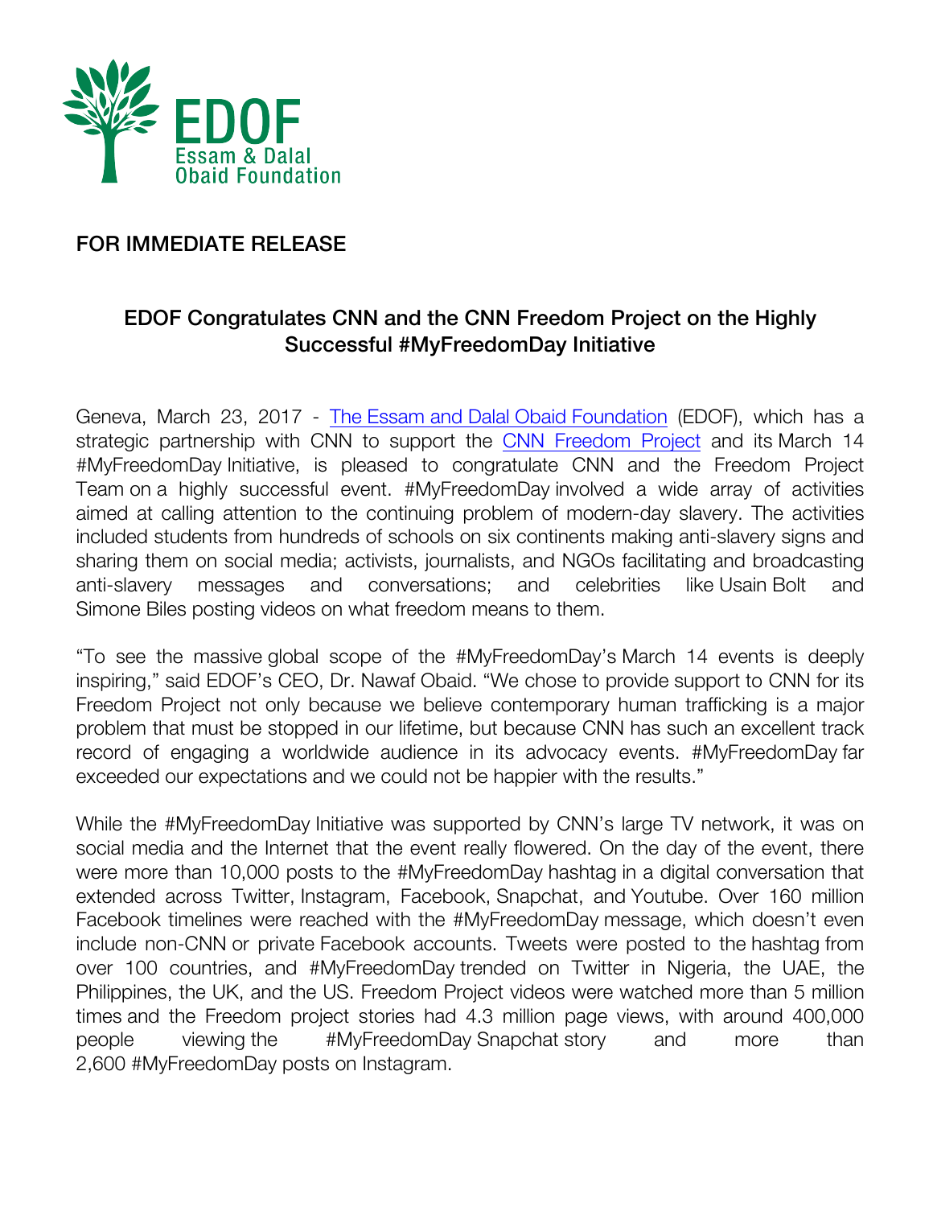EDOF
Essam & Dalal
Obaid Foundation

**FOR IMMEDIATE RELEASE**

## EDOF Congratulates CNN and the CNN Freedom Project on the Highly Successful #MyFreedomDay Initiative

Geneva, March 23, 2017 - The Essam and Dalal Obaid Foundation (EDOF), which has a strategic partnership with CNN to support the CNN Freedom Project and its March 14 #MyFreedomDay Initiative, is pleased to congratulate CNN and the Freedom Project Team on a highly successful event. #MyFreedomDay involved a wide array of activities aimed at calling attention to the continuing problem of modern-day slavery. The activities included students from hundreds of schools on six continents making anti-slavery signs and sharing them on social media; activists, journalists, and NGOs facilitating and broadcasting anti-slavery messages and conversations; and celebrities like Usain Bolt and Simone Biles posting videos on what freedom means to them.

"To see the massive global scope of the #MyFreedomDay's March 14 events is deeply inspiring," said EDOF's CEO, Dr. Nawaf Obaid. "We chose to provide support to CNN for its Freedom Project not only because we believe contemporary human trafficking is a major problem that must be stopped in our lifetime, but because CNN has such an excellent track record of engaging a worldwide audience in its advocacy events. #MyFreedomDay far exceeded our expectations and we could not be happier with the results."

While the #MyFreedomDay Initiative was supported by CNN's large TV network, it was on social media and the Internet that the event really flowered. On the day of the event, there were more than 10,000 posts to the #MyFreedomDay hashtag in a digital conversation that extended across Twitter, Instagram, Facebook, Snapchat, and Youtube. Over 160 million Facebook timelines were reached with the #MyFreedomDay message, which doesn't even include non-CNN or private Facebook accounts. Tweets were posted to the hashtag from over 100 countries, and #MyFreedomDay trended on Twitter in Nigeria, the UAE, the Philippines, the UK, and the US. Freedom Project videos were watched more than 5 million times and the Freedom project stories had 4.3 million page views, with around 400,000 people viewing the #MyFreedomDay Snapchat story and more than 2,600 #MyFreedomDay posts on Instagram.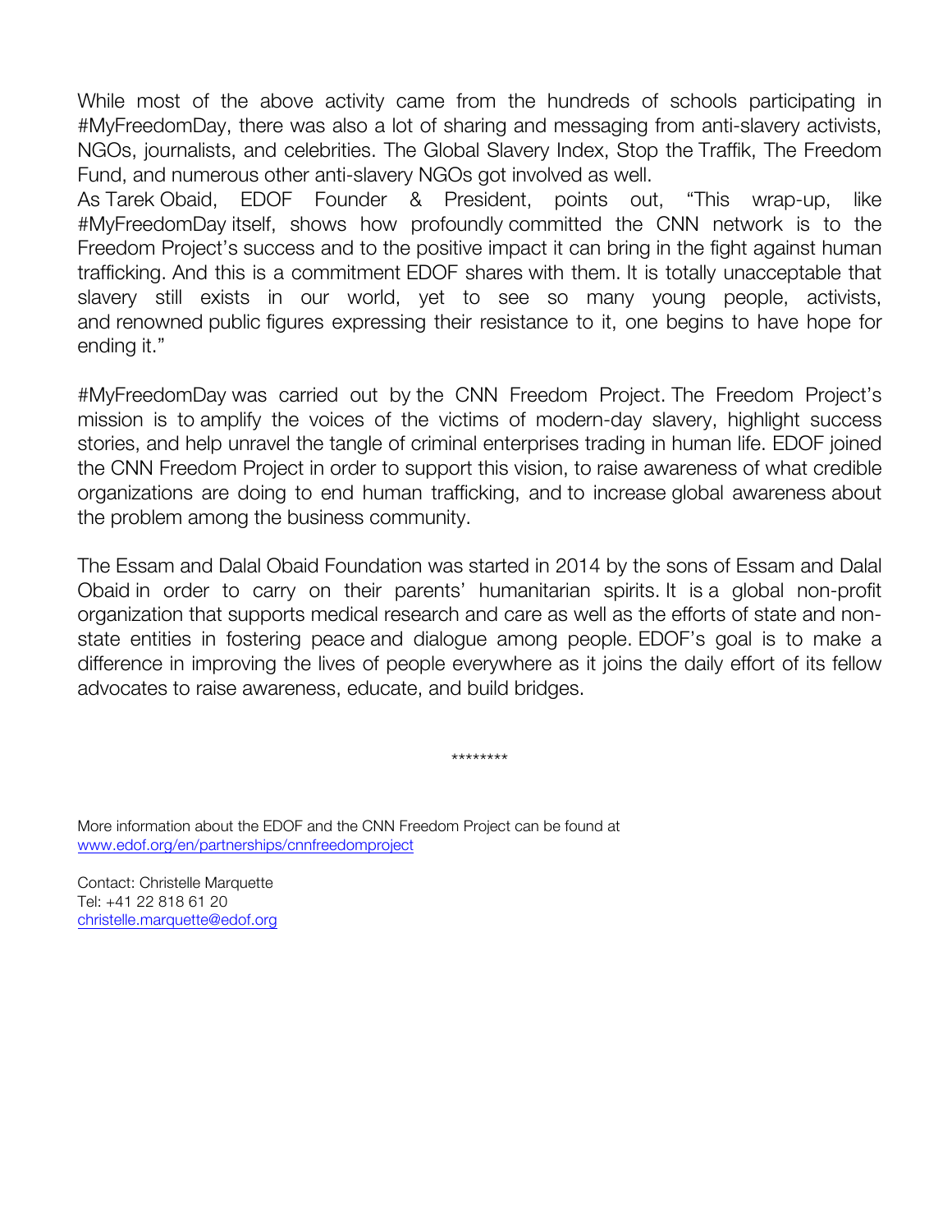While most of the above activity came from the hundreds of schools participating in #MyFreedomDay, there was also a lot of sharing and messaging from anti-slavery activists, NGOs, journalists, and celebrities. The Global Slavery Index, Stop the Traffik, The Freedom Fund, and numerous other anti-slavery NGOs got involved as well.
As Tarek Obaid, EDOF Founder & President, points out, "This wrap-up, like #MyFreedomDay itself, shows how profoundly committed the CNN network is to the Freedom Project's success and to the positive impact it can bring in the fight against human trafficking. And this is a commitment EDOF shares with them. It is totally unacceptable that slavery still exists in our world, yet to see so many young people, activists, and renowned public figures expressing their resistance to it, one begins to have hope for ending it."

#MyFreedomDay was carried out by the CNN Freedom Project. The Freedom Project's mission is to amplify the voices of the victims of modern-day slavery, highlight success stories, and help unravel the tangle of criminal enterprises trading in human life. EDOF joined the CNN Freedom Project in order to support this vision, to raise awareness of what credible organizations are doing to end human trafficking, and to increase global awareness about the problem among the business community.

The Essam and Dalal Obaid Foundation was started in 2014 by the sons of Essam and Dalal Obaid in order to carry on their parents' humanitarian spirits. It is a global non-profit organization that supports medical research and care as well as the efforts of state and non-state entities in fostering peace and dialogue among people. EDOF's goal is to make a difference in improving the lives of people everywhere as it joins the daily effort of its fellow advocates to raise awareness, educate, and build bridges.

********

More information about the EDOF and the CNN Freedom Project can be found at
[www.edof.org/en/partnerships/cnnfreedomproject](www.edof.org/en/partnerships/cnnfreedomproject)

Contact: Christelle Marquette
Tel: +41 22 818 61 20
[christelle.marquette@edof.org](mailto:christelle.marquette@edof.org)